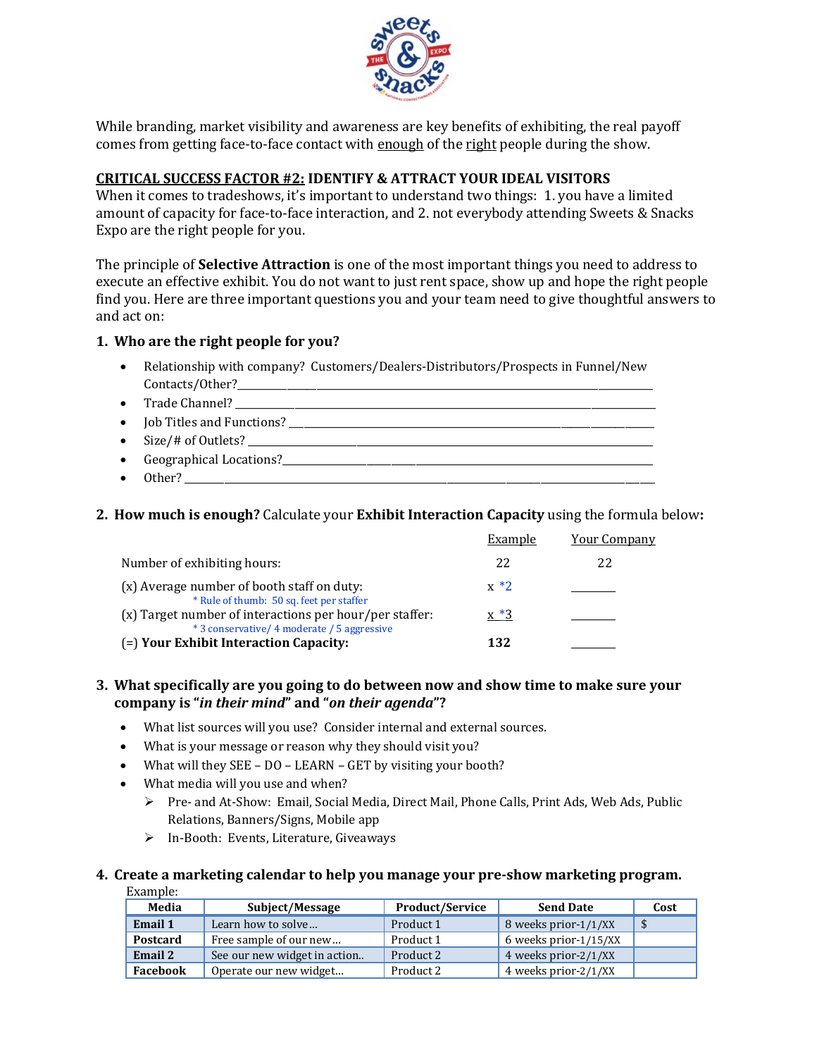While branding, market visibility and awareness are key benefits of exhibiting, the real payoff comes from getting face-to-face contact with enough of the right people during the show.

## CRITICAL SUCCESS FACTOR #2: IDENTIFY & ATTRACT YOUR IDEAL VISITORS

When it comes to tradeshows, it's important to understand two things: 1. you have a limited amount of capacity for face-to-face interaction, and 2. not everybody attending Sweets & Snacks Expo are the right people for you.

The principle of **Selective Attraction** is one of the most important things you need to address to execute an effective exhibit. You do not want to just rent space, show up and hope the right people find you. Here are three important questions you and your team need to give thoughtful answers to and act on:

### 1. Who are the right people for you?

- Relationship with company? Customers/Dealers-Distributors/Prospects in Funnel/New Contacts/Other?\_\_\_\_\_\_\_\_\_\_\_\_\_\_\_\_\_\_\_\_\_\_\_\_\_\_\_\_\_\_
- Trade Channel? \_\_\_\_\_\_\_\_\_\_\_\_\_\_\_\_\_\_\_\_\_\_\_\_\_\_\_\_\_\_
- Job Titles and Functions? \_\_\_\_\_\_\_\_\_\_\_\_\_\_\_\_\_\_\_\_\_\_\_\_\_\_\_\_\_\_
- Size/# of Outlets? \_\_\_\_\_\_\_\_\_\_\_\_\_\_\_\_\_\_\_\_\_\_\_\_\_\_\_\_\_\_
- Geographical Locations?\_\_\_\_\_\_\_\_\_\_\_\_\_\_\_\_\_\_\_\_\_\_\_\_\_\_\_\_\_\_
- Other? \_\_\_\_\_\_\_\_\_\_\_\_\_\_\_\_\_\_\_\_\_\_\_\_\_\_\_\_\_\_

### 2. How much is enough? Calculate your **Exhibit Interaction Capacity** using the formula below:

| | Example | Your Company |
|---|---|---|
| Number of exhibiting hours: | 22 | 22 |
| (x) Average number of booth staff on duty: <br> * Rule of thumb: 50 sq. feet per staffer | x *2 | \_\_\_\_\_\_\_ |
| (x) Target number of interactions per hour/per staffer: <br> * 3 conservative/ 4 moderate / 5 aggressive | x *3 | \_\_\_\_\_\_\_ |
| (=) **Your Exhibit Interaction Capacity:** | **132** | \_\_\_\_\_\_\_ |

### 3. What specifically are you going to do between now and show time to make sure your company is "*in their mind*" and "*on their agenda*"?

- What list sources will you use? Consider internal and external sources.
- What is your message or reason why they should visit you?
- What will they SEE – DO – LEARN – GET by visiting your booth?
- What media will you use and when?
  - Pre- and At-Show: Email, Social Media, Direct Mail, Phone Calls, Print Ads, Web Ads, Public Relations, Banners/Signs, Mobile app
  - In-Booth: Events, Literature, Giveaways

### 4. Create a marketing calendar to help you manage your pre-show marketing program.

Example:

| Media | Subject/Message | Product/Service | Send Date | Cost |
|---|---|---|---|---|
| **Email 1** | Learn how to solve… | Product 1 | 8 weeks prior-1/1/XX | $ |
| **Postcard** | Free sample of our new… | Product 1 | 6 weeks prior-1/15/XX | |
| **Email 2** | See our new widget in action.. | Product 2 | 4 weeks prior-2/1/XX | |
| **Facebook** | Operate our new widget… | Product 2 | 4 weeks prior-2/1/XX | |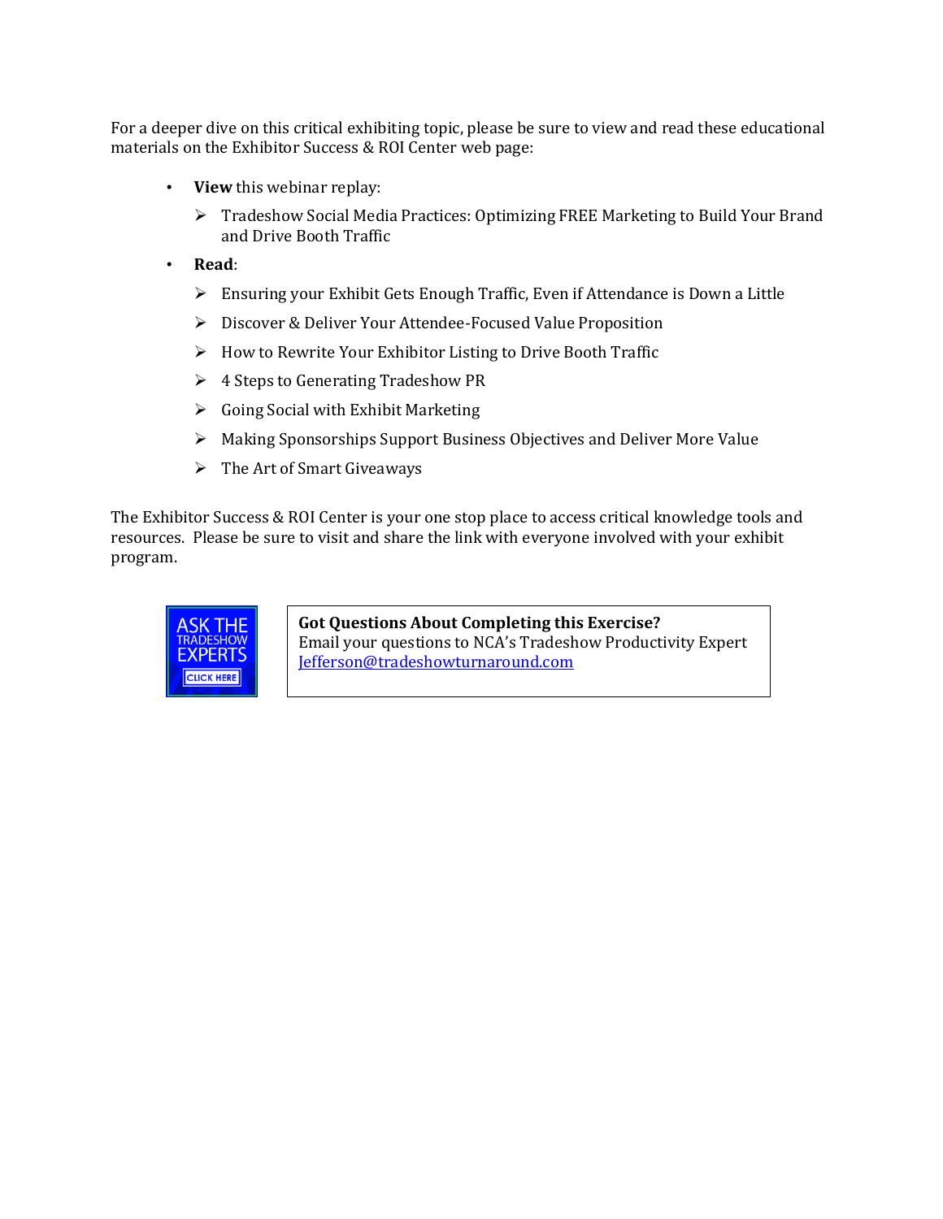For a deeper dive on this critical exhibiting topic, please be sure to view and read these educational materials on the Exhibitor Success & ROI Center web page:

- **View** this webinar replay:
  - Tradeshow Social Media Practices: Optimizing FREE Marketing to Build Your Brand and Drive Booth Traffic
- **Read**:
  - Ensuring your Exhibit Gets Enough Traffic, Even if Attendance is Down a Little
  - Discover & Deliver Your Attendee-Focused Value Proposition
  - How to Rewrite Your Exhibitor Listing to Drive Booth Traffic
  - 4 Steps to Generating Tradeshow PR
  - Going Social with Exhibit Marketing
  - Making Sponsorships Support Business Objectives and Deliver More Value
  - The Art of Smart Giveaways

The Exhibitor Success & ROI Center is your one stop place to access critical knowledge tools and resources. Please be sure to visit and share the link with everyone involved with your exhibit program.

ASK THE TRADESHOW EXPERTS
CLICK HERE

**Got Questions About Completing this Exercise?**
Email your questions to NCA's Tradeshow Productivity Expert
Jefferson@tradeshowturnaround.com